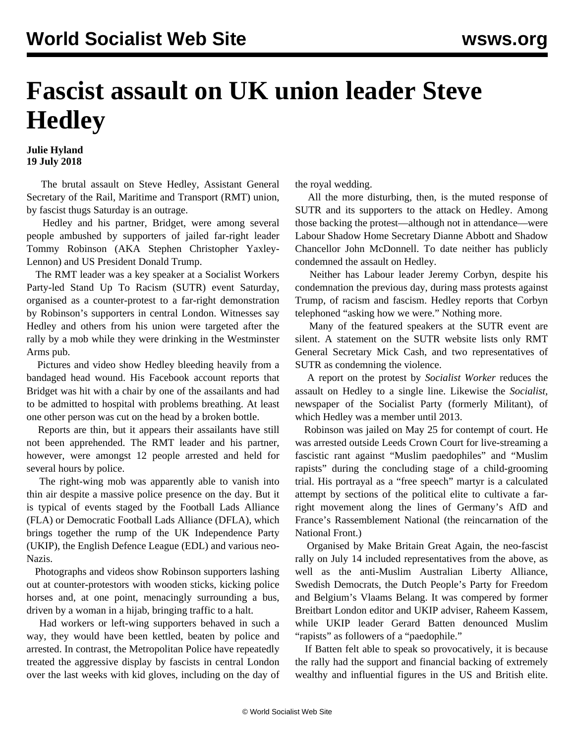# Fascist assault on UK union leader Steve Hedley

**Julie Hyland**
**19 July 2018**

The brutal assault on Steve Hedley, Assistant General Secretary of the Rail, Maritime and Transport (RMT) union, by fascist thugs Saturday is an outrage.

Hedley and his partner, Bridget, were among several people ambushed by supporters of jailed far-right leader Tommy Robinson (AKA Stephen Christopher Yaxley-Lennon) and US President Donald Trump.

The RMT leader was a key speaker at a Socialist Workers Party-led Stand Up To Racism (SUTR) event Saturday, organised as a counter-protest to a far-right demonstration by Robinson's supporters in central London. Witnesses say Hedley and others from his union were targeted after the rally by a mob while they were drinking in the Westminster Arms pub.

Pictures and video show Hedley bleeding heavily from a bandaged head wound. His Facebook account reports that Bridget was hit with a chair by one of the assailants and had to be admitted to hospital with problems breathing. At least one other person was cut on the head by a broken bottle.

Reports are thin, but it appears their assailants have still not been apprehended. The RMT leader and his partner, however, were amongst 12 people arrested and held for several hours by police.

The right-wing mob was apparently able to vanish into thin air despite a massive police presence on the day. But it is typical of events staged by the Football Lads Alliance (FLA) or Democratic Football Lads Alliance (DFLA), which brings together the rump of the UK Independence Party (UKIP), the English Defence League (EDL) and various neo-Nazis.

Photographs and videos show Robinson supporters lashing out at counter-protestors with wooden sticks, kicking police horses and, at one point, menacingly surrounding a bus, driven by a woman in a hijab, bringing traffic to a halt.

Had workers or left-wing supporters behaved in such a way, they would have been kettled, beaten by police and arrested. In contrast, the Metropolitan Police have repeatedly treated the aggressive display by fascists in central London over the last weeks with kid gloves, including on the day of the royal wedding.

All the more disturbing, then, is the muted response of SUTR and its supporters to the attack on Hedley. Among those backing the protest—although not in attendance—were Labour Shadow Home Secretary Dianne Abbott and Shadow Chancellor John McDonnell. To date neither has publicly condemned the assault on Hedley.

Neither has Labour leader Jeremy Corbyn, despite his condemnation the previous day, during mass protests against Trump, of racism and fascism. Hedley reports that Corbyn telephoned "asking how we were." Nothing more.

Many of the featured speakers at the SUTR event are silent. A statement on the SUTR website lists only RMT General Secretary Mick Cash, and two representatives of SUTR as condemning the violence.

A report on the protest by *Socialist Worker* reduces the assault on Hedley to a single line. Likewise the *Socialist*, newspaper of the Socialist Party (formerly Militant), of which Hedley was a member until 2013.

Robinson was jailed on May 25 for contempt of court. He was arrested outside Leeds Crown Court for live-streaming a fascistic rant against "Muslim paedophiles" and "Muslim rapists" during the concluding stage of a child-grooming trial. His portrayal as a "free speech" martyr is a calculated attempt by sections of the political elite to cultivate a far-right movement along the lines of Germany's AfD and France's Rassemblement National (the reincarnation of the National Front.)

Organised by Make Britain Great Again, the neo-fascist rally on July 14 included representatives from the above, as well as the anti-Muslim Australian Liberty Alliance, Swedish Democrats, the Dutch People's Party for Freedom and Belgium's Vlaams Belang. It was compered by former Breitbart London editor and UKIP adviser, Raheem Kassem, while UKIP leader Gerard Batten denounced Muslim "rapists" as followers of a "paedophile."

If Batten felt able to speak so provocatively, it is because the rally had the support and financial backing of extremely wealthy and influential figures in the US and British elite.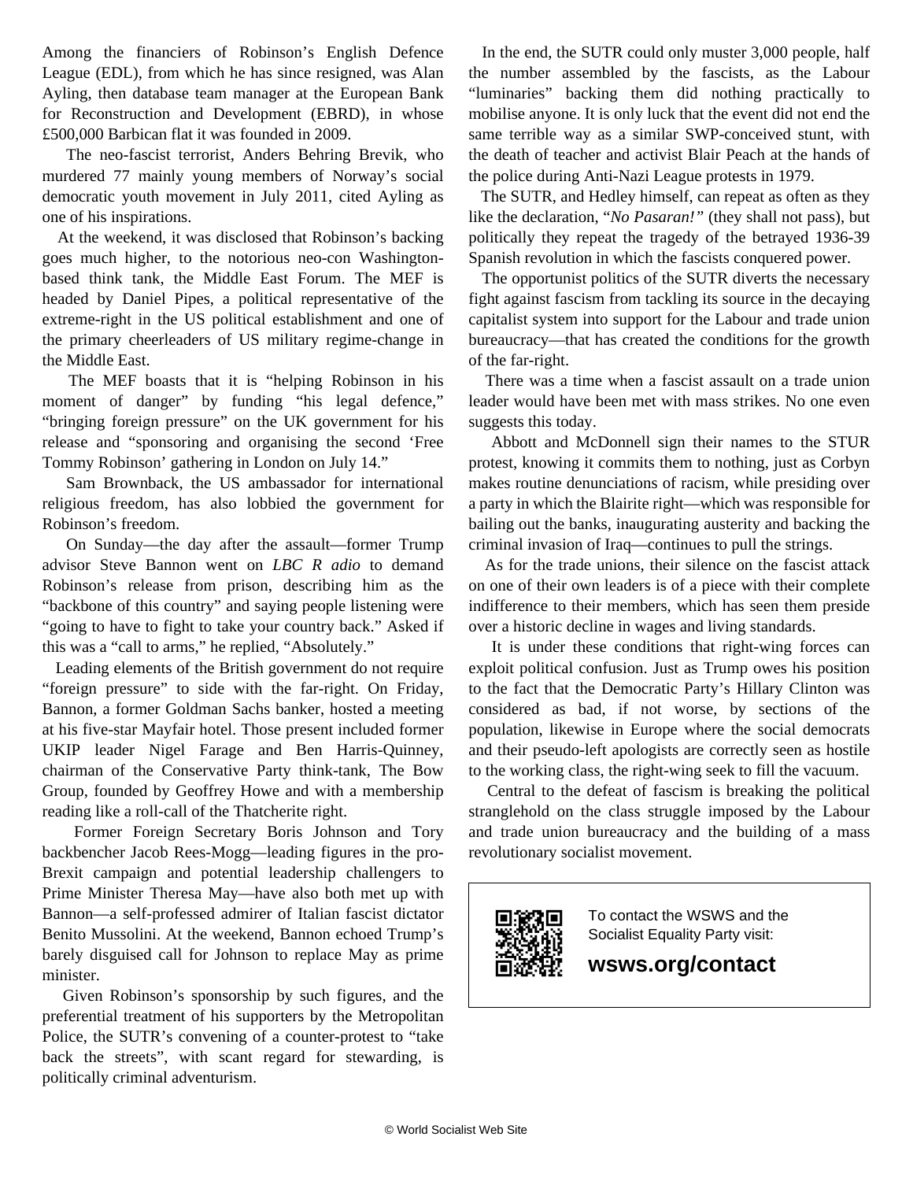Among the financiers of Robinson's English Defence League (EDL), from which he has since resigned, was Alan Ayling, then database team manager at the European Bank for Reconstruction and Development (EBRD), in whose £500,000 Barbican flat it was founded in 2009.

The neo-fascist terrorist, Anders Behring Brevik, who murdered 77 mainly young members of Norway's social democratic youth movement in July 2011, cited Ayling as one of his inspirations.

At the weekend, it was disclosed that Robinson's backing goes much higher, to the notorious neo-con Washington-based think tank, the Middle East Forum. The MEF is headed by Daniel Pipes, a political representative of the extreme-right in the US political establishment and one of the primary cheerleaders of US military regime-change in the Middle East.

The MEF boasts that it is "helping Robinson in his moment of danger" by funding "his legal defence," "bringing foreign pressure" on the UK government for his release and "sponsoring and organising the second 'Free Tommy Robinson' gathering in London on July 14."

Sam Brownback, the US ambassador for international religious freedom, has also lobbied the government for Robinson's freedom.

On Sunday—the day after the assault—former Trump advisor Steve Bannon went on *LBC R adio* to demand Robinson's release from prison, describing him as the "backbone of this country" and saying people listening were "going to have to fight to take your country back." Asked if this was a "call to arms," he replied, "Absolutely."

Leading elements of the British government do not require "foreign pressure" to side with the far-right. On Friday, Bannon, a former Goldman Sachs banker, hosted a meeting at his five-star Mayfair hotel. Those present included former UKIP leader Nigel Farage and Ben Harris-Quinney, chairman of the Conservative Party think-tank, The Bow Group, founded by Geoffrey Howe and with a membership reading like a roll-call of the Thatcherite right.

Former Foreign Secretary Boris Johnson and Tory backbencher Jacob Rees-Mogg—leading figures in the pro-Brexit campaign and potential leadership challengers to Prime Minister Theresa May—have also both met up with Bannon—a self-professed admirer of Italian fascist dictator Benito Mussolini. At the weekend, Bannon echoed Trump's barely disguised call for Johnson to replace May as prime minister.

Given Robinson's sponsorship by such figures, and the preferential treatment of his supporters by the Metropolitan Police, the SUTR's convening of a counter-protest to "take back the streets", with scant regard for stewarding, is politically criminal adventurism.

In the end, the SUTR could only muster 3,000 people, half the number assembled by the fascists, as the Labour "luminaries" backing them did nothing practically to mobilise anyone. It is only luck that the event did not end the same terrible way as a similar SWP-conceived stunt, with the death of teacher and activist Blair Peach at the hands of the police during Anti-Nazi League protests in 1979.

The SUTR, and Hedley himself, can repeat as often as they like the declaration, "*No Pasaran!*" (they shall not pass), but politically they repeat the tragedy of the betrayed 1936-39 Spanish revolution in which the fascists conquered power.

The opportunist politics of the SUTR diverts the necessary fight against fascism from tackling its source in the decaying capitalist system into support for the Labour and trade union bureaucracy—that has created the conditions for the growth of the far-right.

There was a time when a fascist assault on a trade union leader would have been met with mass strikes. No one even suggests this today.

Abbott and McDonnell sign their names to the STUR protest, knowing it commits them to nothing, just as Corbyn makes routine denunciations of racism, while presiding over a party in which the Blairite right—which was responsible for bailing out the banks, inaugurating austerity and backing the criminal invasion of Iraq—continues to pull the strings.

As for the trade unions, their silence on the fascist attack on one of their own leaders is of a piece with their complete indifference to their members, which has seen them preside over a historic decline in wages and living standards.

It is under these conditions that right-wing forces can exploit political confusion. Just as Trump owes his position to the fact that the Democratic Party's Hillary Clinton was considered as bad, if not worse, by sections of the population, likewise in Europe where the social democrats and their pseudo-left apologists are correctly seen as hostile to the working class, the right-wing seek to fill the vacuum.

Central to the defeat of fascism is breaking the political stranglehold on the class struggle imposed by the Labour and trade union bureaucracy and the building of a mass revolutionary socialist movement.

To contact the WSWS and the Socialist Equality Party visit:

**wsws.org/contact**